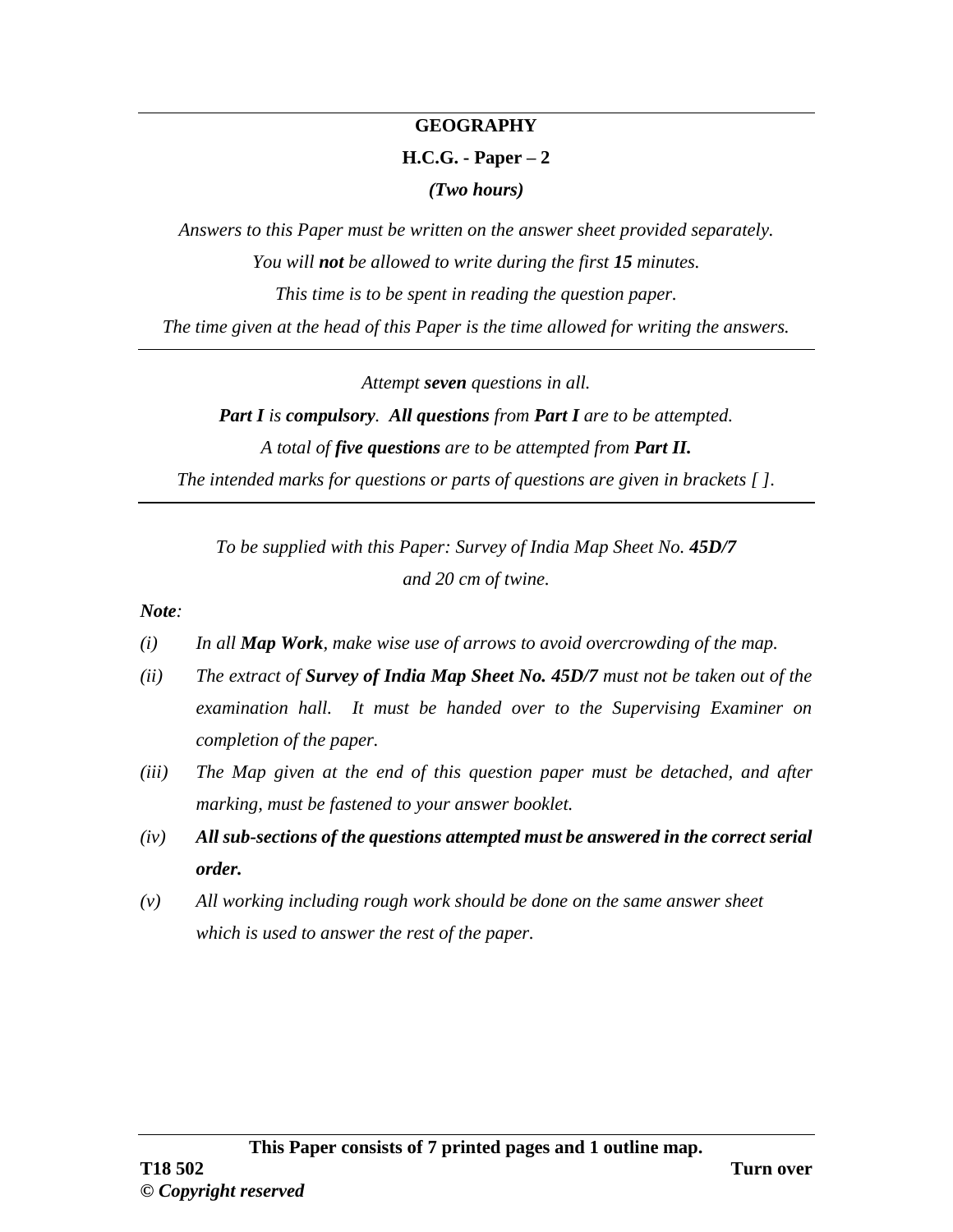# GEOGRAPHY

## H.C.G. - Paper – 2

***(Two hours)***

*Answers to this Paper must be written on the answer sheet provided separately.*

*You will **not** be allowed to write during the first **15** minutes.*

*This time is to be spent in reading the question paper.*

*The time given at the head of this Paper is the time allowed for writing the answers.*

---

*Attempt **seven** questions in all.*

***Part I** is **compulsory**. **All questions** from **Part I** are to be attempted.*

*A total of **five questions** are to be attempted from **Part II.***

*The intended marks for questions or parts of questions are given in brackets [ ].*

---

*To be supplied with this Paper: Survey of India Map Sheet No. **45D/7** and 20 cm of twine.*

***Note**:*

*(i) In all **Map Work**, make wise use of arrows to avoid overcrowding of the map.*

*(ii) The extract of **Survey of India Map Sheet No. 45D/7** must not be taken out of the examination hall. It must be handed over to the Supervising Examiner on completion of the paper.*

*(iii) The Map given at the end of this question paper must be detached, and after marking, must be fastened to your answer booklet.*

***(iv) All sub-sections of the questions attempted must be answered in the correct serial order.***

*(v) All working including rough work should be done on the same answer sheet which is used to answer the rest of the paper.*

**This Paper consists of 7 printed pages and 1 outline map.**

**T18 502** **Turn over**

**© *Copyright reserved***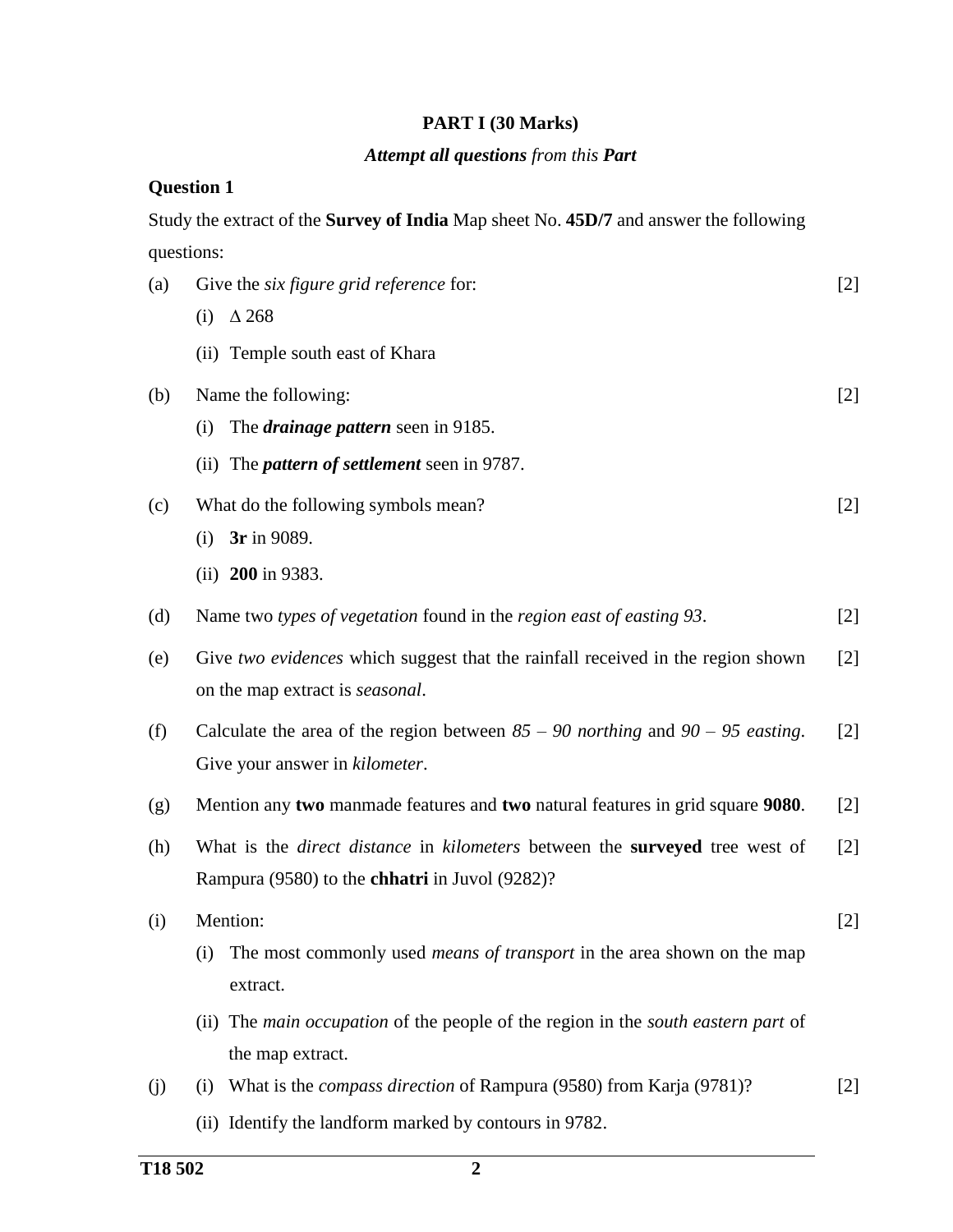## PART I (30 Marks)

***Attempt all questions** from this **Part***

**Question 1**

Study the extract of the **Survey of India** Map sheet No. **45D/7** and answer the following questions:

(a) Give the *six figure grid reference* for: [2]

(i) $\Delta$ 268

(ii) Temple south east of Khara

(b) Name the following: [2]

(i) The ***drainage pattern*** seen in 9185.

(ii) The ***pattern of settlement*** seen in 9787.

(c) What do the following symbols mean? [2]

(i) **3r** in 9089.

(ii) **200** in 9383.

(d) Name two *types of vegetation* found in the *region east of easting 93*. [2]

(e) Give *two evidences* which suggest that the rainfall received in the region shown on the map extract is *seasonal*. [2]

(f) Calculate the area of the region between *85 – 90 northing* and *90 – 95 easting*. Give your answer in *kilometer*. [2]

(g) Mention any **two** manmade features and **two** natural features in grid square **9080**. [2]

(h) What is the *direct distance* in *kilometers* between the **surveyed** tree west of Rampura (9580) to the **chhatri** in Juvol (9282)? [2]

(i) Mention: [2]

(i) The most commonly used *means of transport* in the area shown on the map extract.

(ii) The *main occupation* of the people of the region in the *south eastern part* of the map extract.

(j) (i) What is the *compass direction* of Rampura (9580) from Karja (9781)? [2]

(ii) Identify the landform marked by contours in 9782.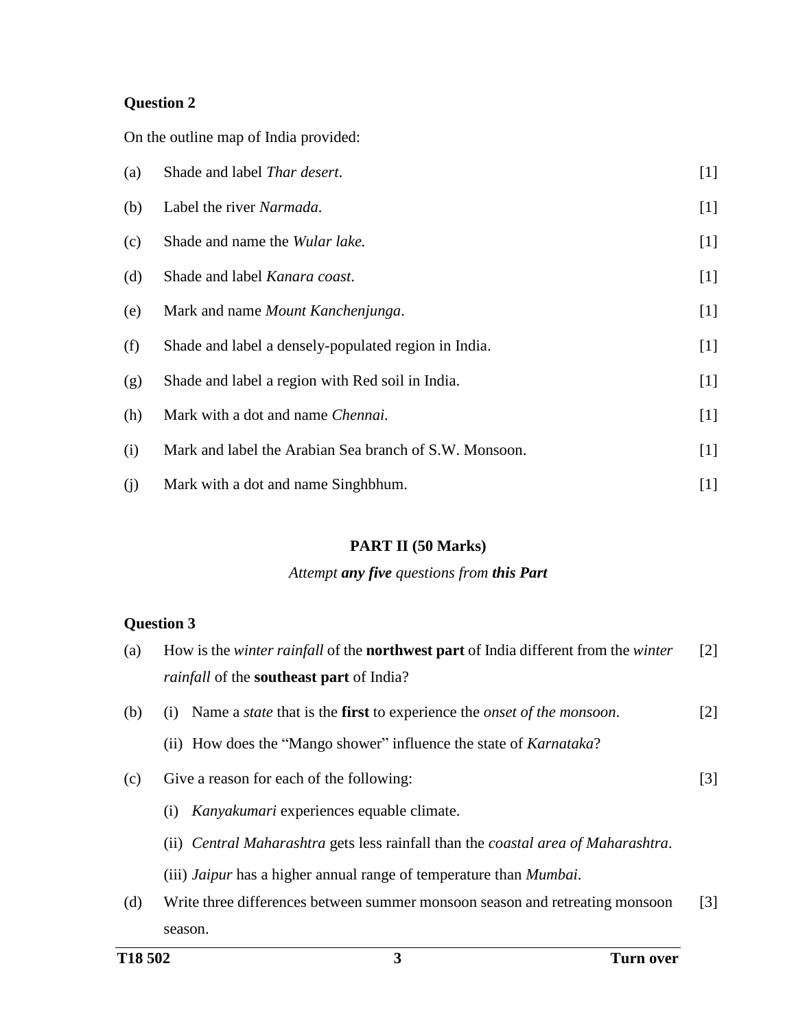**Question 2**

On the outline map of India provided:

(a) Shade and label *Thar desert*. [1]

(b) Label the river *Narmada*. [1]

(c) Shade and name the *Wular lake.* [1]

(d) Shade and label *Kanara coast*. [1]

(e) Mark and name *Mount Kanchenjunga*. [1]

(f) Shade and label a densely-populated region in India. [1]

(g) Shade and label a region with Red soil in India. [1]

(h) Mark with a dot and name *Chennai.* [1]

(i) Mark and label the Arabian Sea branch of S.W. Monsoon. [1]

(j) Mark with a dot and name Singhbhum. [1]

## PART II (50 Marks)

*Attempt* ***any five*** *questions from* ***this Part***

**Question 3**

(a) How is the *winter rainfall* of the **northwest part** of India different from the *winter rainfall* of the **southeast part** of India? [2]

(b) (i) Name a *state* that is the **first** to experience the *onset of the monsoon*. [2]

(ii) How does the "Mango shower" influence the state of *Karnataka*?

(c) Give a reason for each of the following: [3]

(i) *Kanyakumari* experiences equable climate.

(ii) *Central Maharashtra* gets less rainfall than the *coastal area of Maharashtra*.

(iii) *Jaipur* has a higher annual range of temperature than *Mumbai*.

(d) Write three differences between summer monsoon season and retreating monsoon season. [3]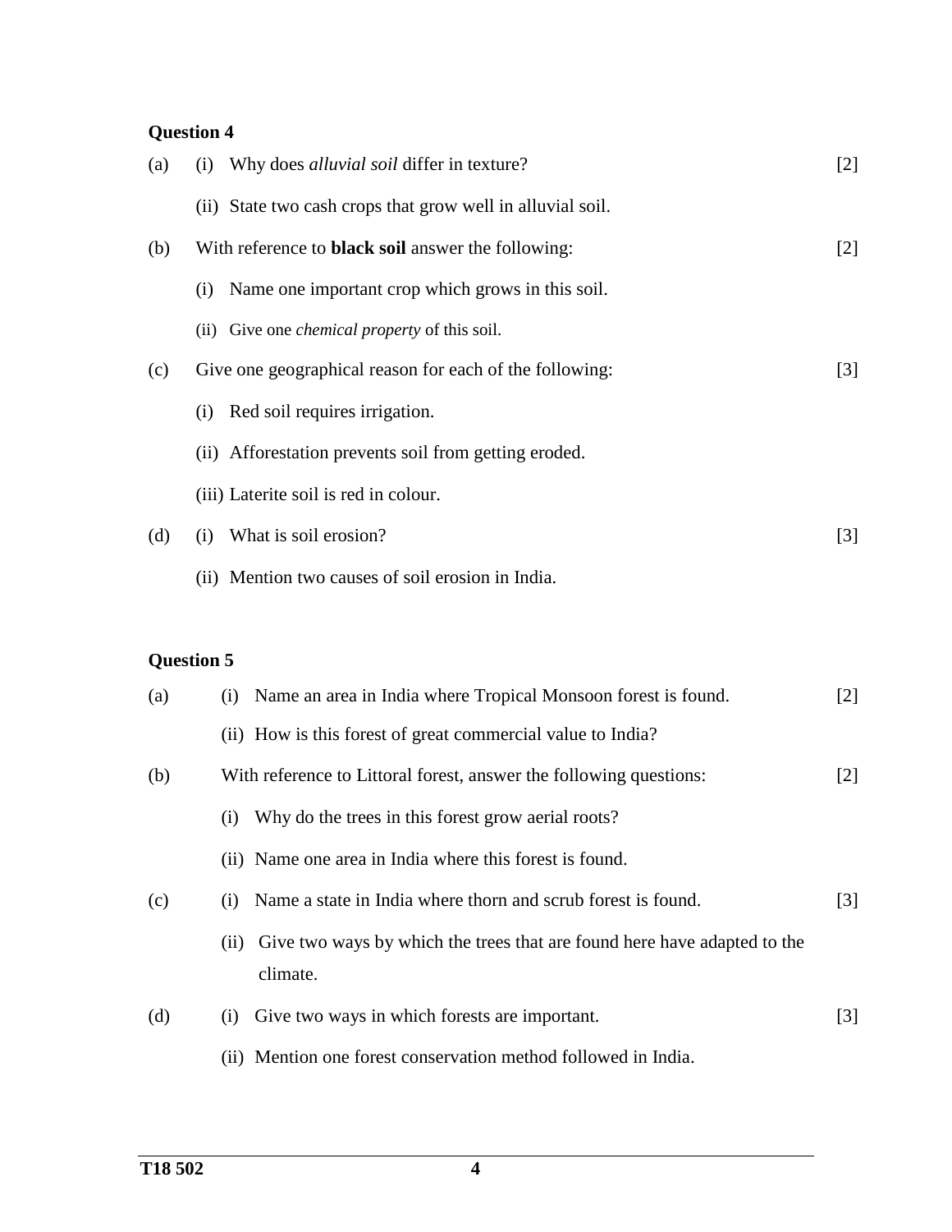**Question 4**

(a) (i) Why does *alluvial soil* differ in texture? [2]

(ii) State two cash crops that grow well in alluvial soil.

(b) With reference to **black soil** answer the following: [2]

(i) Name one important crop which grows in this soil.

(ii) Give one *chemical property* of this soil.

(c) Give one geographical reason for each of the following: [3]

(i) Red soil requires irrigation.

(ii) Afforestation prevents soil from getting eroded.

(iii) Laterite soil is red in colour.

(d) (i) What is soil erosion? [3]

(ii) Mention two causes of soil erosion in India.

**Question 5**

(a) (i) Name an area in India where Tropical Monsoon forest is found. [2]

(ii) How is this forest of great commercial value to India?

(b) With reference to Littoral forest, answer the following questions: [2]

(i) Why do the trees in this forest grow aerial roots?

(ii) Name one area in India where this forest is found.

(c) (i) Name a state in India where thorn and scrub forest is found. [3]

(ii) Give two ways by which the trees that are found here have adapted to the climate.

(d) (i) Give two ways in which forests are important. [3]

(ii) Mention one forest conservation method followed in India.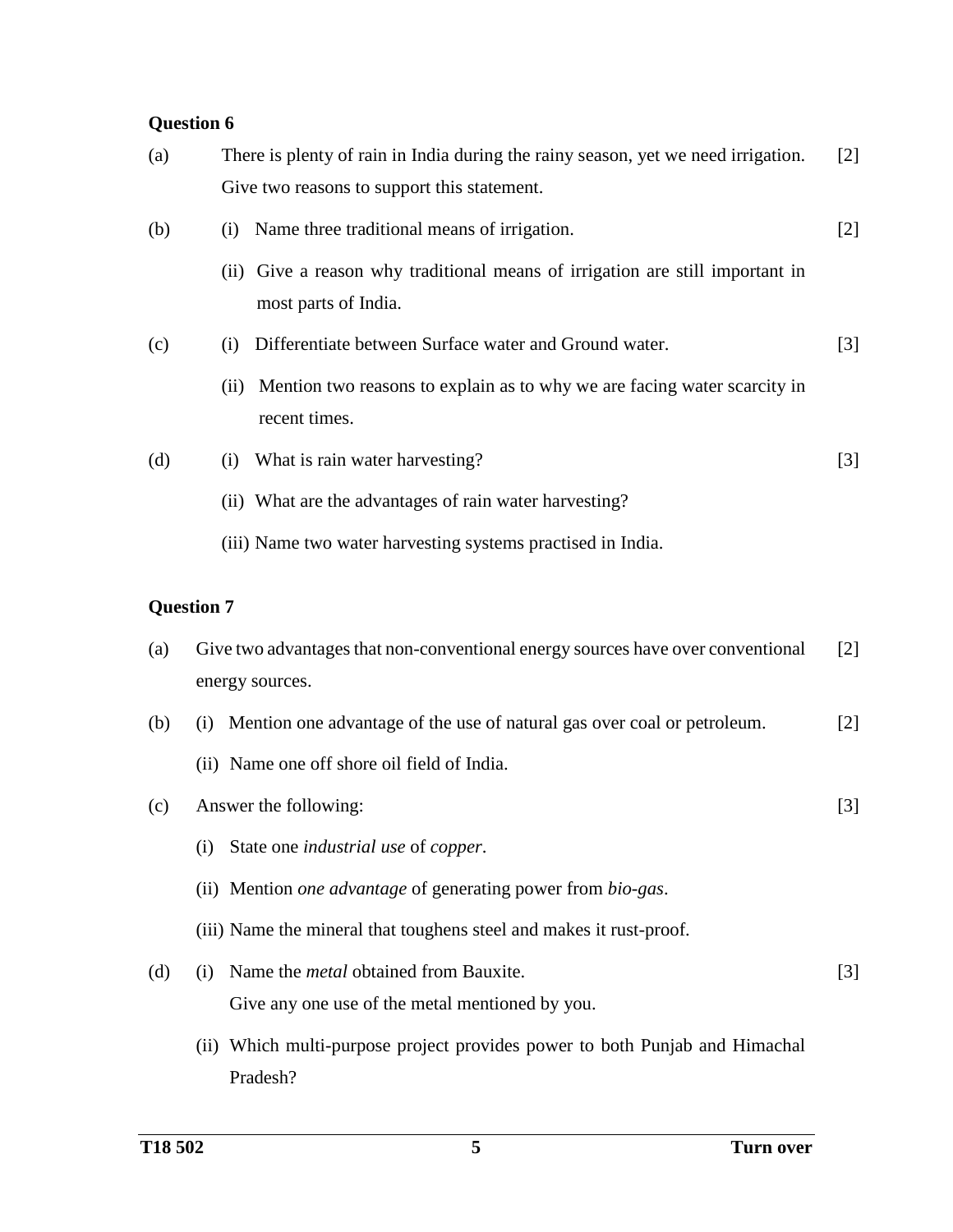**Question 6**

(a) There is plenty of rain in India during the rainy season, yet we need irrigation. Give two reasons to support this statement. [2]

(b) (i) Name three traditional means of irrigation. [2]

(ii) Give a reason why traditional means of irrigation are still important in most parts of India.

(c) (i) Differentiate between Surface water and Ground water. [3]

(ii) Mention two reasons to explain as to why we are facing water scarcity in recent times.

(d) (i) What is rain water harvesting? [3]

(ii) What are the advantages of rain water harvesting?

(iii) Name two water harvesting systems practised in India.

**Question 7**

(a) Give two advantages that non-conventional energy sources have over conventional energy sources. [2]

(b) (i) Mention one advantage of the use of natural gas over coal or petroleum. [2]

(ii) Name one off shore oil field of India.

(c) Answer the following: [3]

(i) State one *industrial use* of *copper*.

(ii) Mention *one advantage* of generating power from *bio-gas*.

(iii) Name the mineral that toughens steel and makes it rust-proof.

(d) (i) Name the *metal* obtained from Bauxite. [3]
Give any one use of the metal mentioned by you.

(ii) Which multi-purpose project provides power to both Punjab and Himachal Pradesh?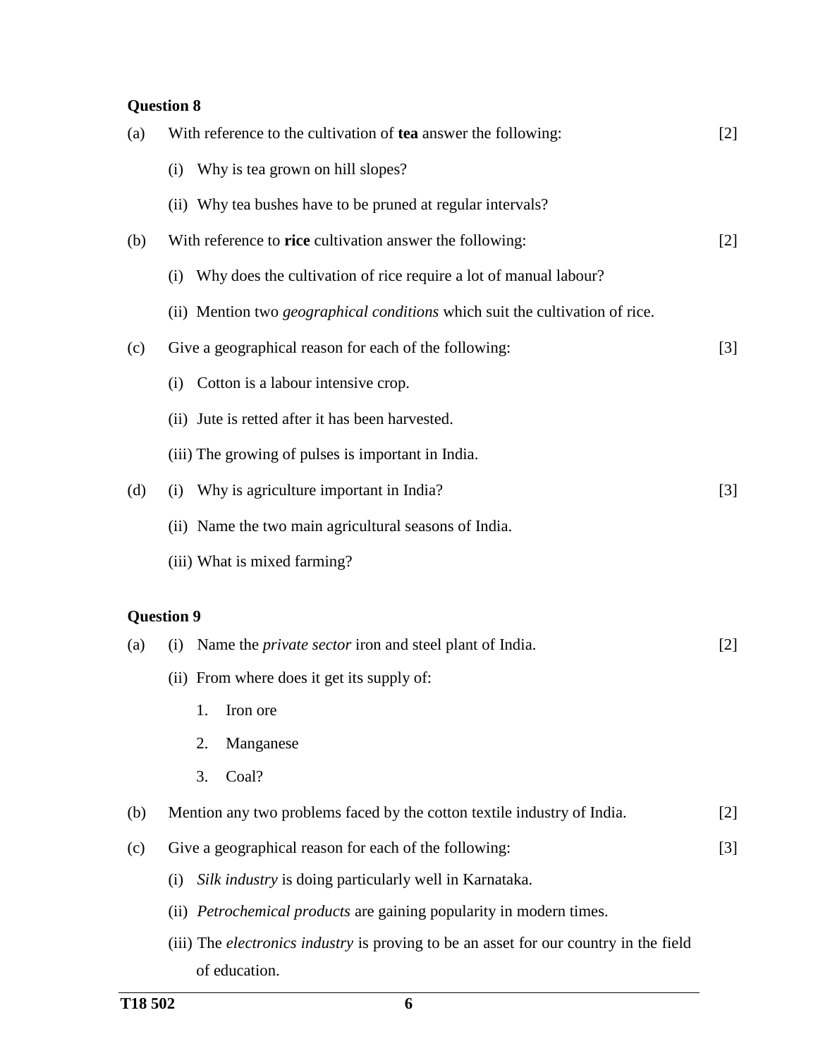**Question 8**

(a) With reference to the cultivation of **tea** answer the following: [2]

(i) Why is tea grown on hill slopes?

(ii) Why tea bushes have to be pruned at regular intervals?

(b) With reference to **rice** cultivation answer the following: [2]

(i) Why does the cultivation of rice require a lot of manual labour?

(ii) Mention two *geographical conditions* which suit the cultivation of rice.

(c) Give a geographical reason for each of the following: [3]

(i) Cotton is a labour intensive crop.

(ii) Jute is retted after it has been harvested.

(iii) The growing of pulses is important in India.

(d) (i) Why is agriculture important in India? [3]

(ii) Name the two main agricultural seasons of India.

(iii) What is mixed farming?

**Question 9**

(a) (i) Name the *private sector* iron and steel plant of India. [2]

(ii) From where does it get its supply of:

1. Iron ore
2. Manganese
3. Coal?

(b) Mention any two problems faced by the cotton textile industry of India. [2]

(c) Give a geographical reason for each of the following: [3]

(i) *Silk industry* is doing particularly well in Karnataka.

(ii) *Petrochemical products* are gaining popularity in modern times.

(iii) The *electronics industry* is proving to be an asset for our country in the field of education.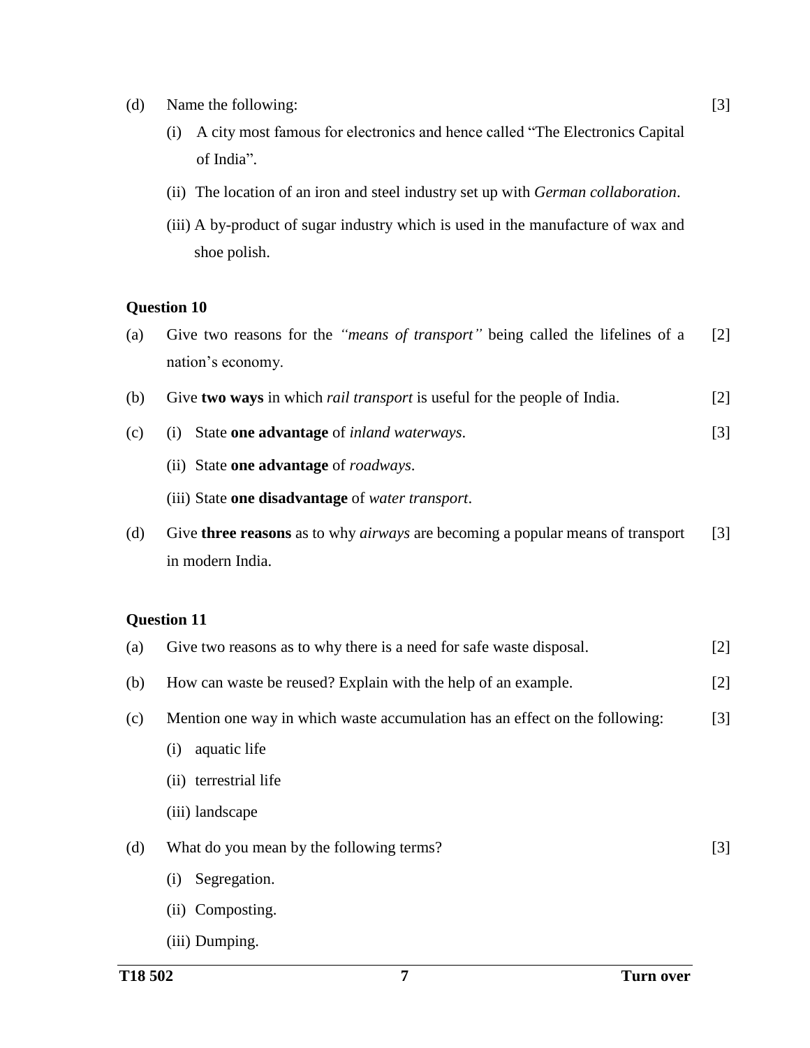(d) Name the following: [3]

(i) A city most famous for electronics and hence called "The Electronics Capital of India".

(ii) The location of an iron and steel industry set up with *German collaboration*.

(iii) A by-product of sugar industry which is used in the manufacture of wax and shoe polish.

**Question 10**

(a) Give two reasons for the *"means of transport"* being called the lifelines of a nation's economy. [2]

(b) Give **two ways** in which *rail transport* is useful for the people of India. [2]

(c) (i) State **one advantage** of *inland waterways*. [3]

(ii) State **one advantage** of *roadways*.

(iii) State **one disadvantage** of *water transport*.

(d) Give **three reasons** as to why *airways* are becoming a popular means of transport in modern India. [3]

**Question 11**

(a) Give two reasons as to why there is a need for safe waste disposal. [2]

(b) How can waste be reused? Explain with the help of an example. [2]

(c) Mention one way in which waste accumulation has an effect on the following: [3]

(i) aquatic life

(ii) terrestrial life

(iii) landscape

(d) What do you mean by the following terms? [3]

(i) Segregation.

(ii) Composting.

(iii) Dumping.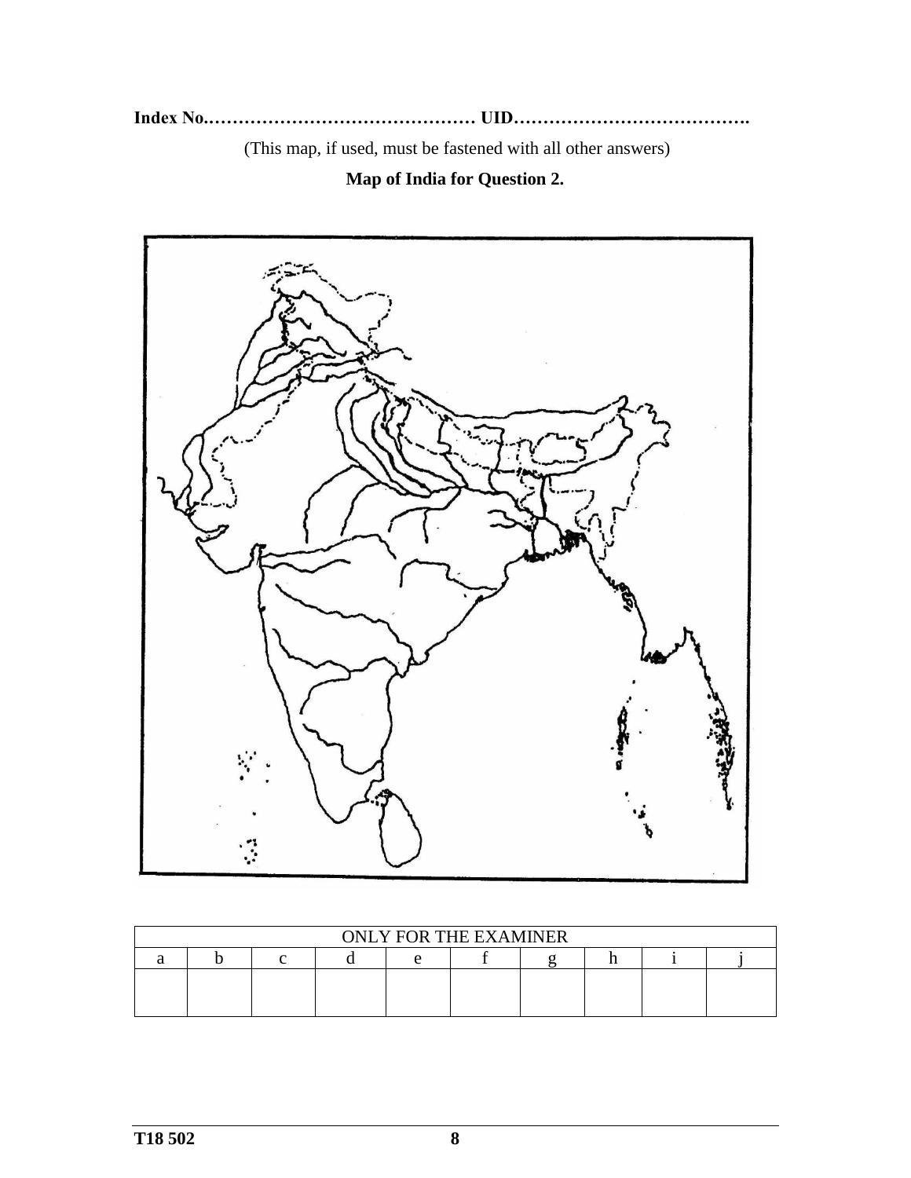**Index No.……………………………………… UID………………………………….**

(This map, if used, must be fastened with all other answers)

**Map of India for Question 2.**

| ONLY FOR THE EXAMINER | | | | | | | | | |
|---|---|---|---|---|---|---|---|---|---|
| a | b | c | d | e | f | g | h | i | j |
| | | | | | | | | | |